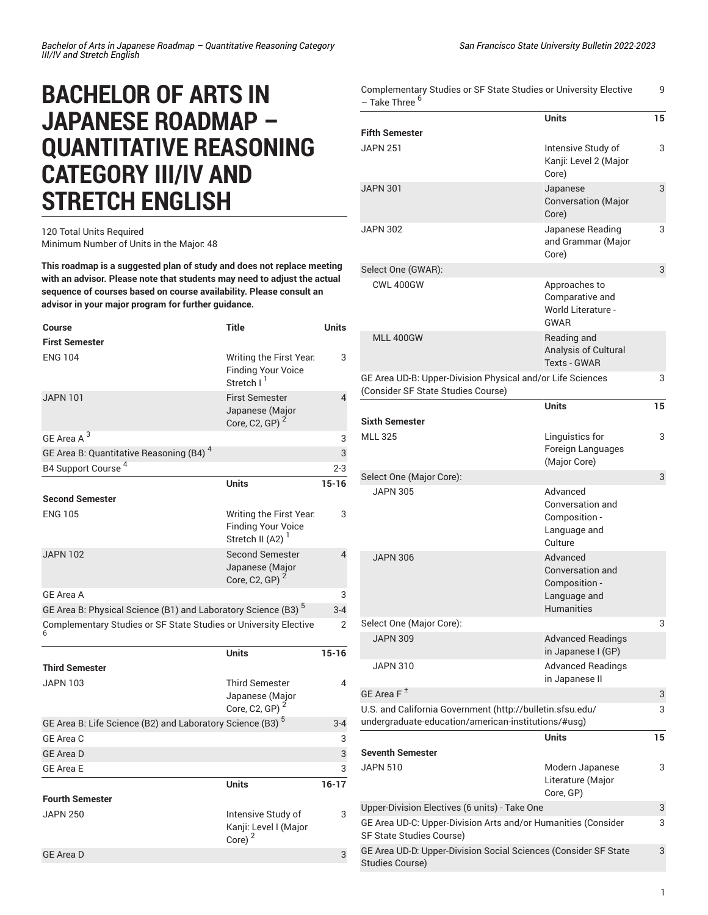# BACHELOR OF ARTS IN JAPANESE ROADMAP – QUANTITATIVE REASONING CATEGORY III/IV AND STRETCH ENGLISH

120 Total Units Required
Minimum Number of Units in the Major: 48

**This roadmap is a suggested plan of study and does not replace meeting with an advisor. Please note that students may need to adjust the actual sequence of courses based on course availability. Please consult an advisor in your major program for further guidance.**

| Course | Title | Units |
|---|---|---|
| **First Semester** | | |
| ENG 104 | Writing the First Year: Finding Your Voice Stretch I [1] | 3 |
| JAPN 101 | First Semester Japanese (Major Core, C2, GP) [2] | 4 |
| GE Area A [3] | | 3 |
| GE Area B: Quantitative Reasoning (B4) [4] | | 3 |
| B4 Support Course [4] | | 2-3 |
| | **Units** | **15-16** |
| **Second Semester** | | |
| ENG 105 | Writing the First Year: Finding Your Voice Stretch II (A2) [1] | 3 |
| JAPN 102 | Second Semester Japanese (Major Core, C2, GP) [2] | 4 |
| GE Area A | | 3 |
| GE Area B: Physical Science (B1) and Laboratory Science (B3) [5] | | 3-4 |
| Complementary Studies or SF State Studies or University Elective [6] | | 2 |
| | **Units** | **15-16** |
| **Third Semester** | | |
| JAPN 103 | Third Semester Japanese (Major Core, C2, GP) [2] | 4 |
| GE Area B: Life Science (B2) and Laboratory Science (B3) [5] | | 3-4 |
| GE Area C | | 3 |
| GE Area D | | 3 |
| GE Area E | | 3 |
| | **Units** | **16-17** |
| **Fourth Semester** | | |
| JAPN 250 | Intensive Study of Kanji: Level I (Major Core) [2] | 3 |
| GE Area D | | 3 |
| Complementary Studies or SF State Studies or University Elective – Take Three [6] | | 9 |
| | **Units** | **15** |
| **Fifth Semester** | | |
| JAPN 251 | Intensive Study of Kanji: Level 2 (Major Core) | 3 |
| JAPN 301 | Japanese Conversation (Major Core) | 3 |
| JAPN 302 | Japanese Reading and Grammar (Major Core) | 3 |
| Select One (GWAR): | | 3 |
| CWL 400GW | Approaches to Comparative and World Literature - GWAR | |
| MLL 400GW | Reading and Analysis of Cultural Texts - GWAR | |
| GE Area UD-B: Upper-Division Physical and/or Life Sciences (Consider SF State Studies Course) | | 3 |
| | **Units** | **15** |
| **Sixth Semester** | | |
| MLL 325 | Linguistics for Foreign Languages (Major Core) | 3 |
| Select One (Major Core): | | 3 |
| JAPN 305 | Advanced Conversation and Composition - Language and Culture | |
| JAPN 306 | Advanced Conversation and Composition - Language and Humanities | |
| Select One (Major Core): | | 3 |
| JAPN 309 | Advanced Readings in Japanese I (GP) | |
| JAPN 310 | Advanced Readings in Japanese II | |
| GE Area F [±] | | 3 |
| U.S. and California Government (http://bulletin.sfsu.edu/undergraduate-education/american-institutions/#usg) | | 3 |
| | **Units** | **15** |
| **Seventh Semester** | | |
| JAPN 510 | Modern Japanese Literature (Major Core, GP) | 3 |
| Upper-Division Electives (6 units) - Take One | | 3 |
| GE Area UD-C: Upper-Division Arts and/or Humanities (Consider SF State Studies Course) | | 3 |
| GE Area UD-D: Upper-Division Social Sciences (Consider SF State Studies Course) | | 3 |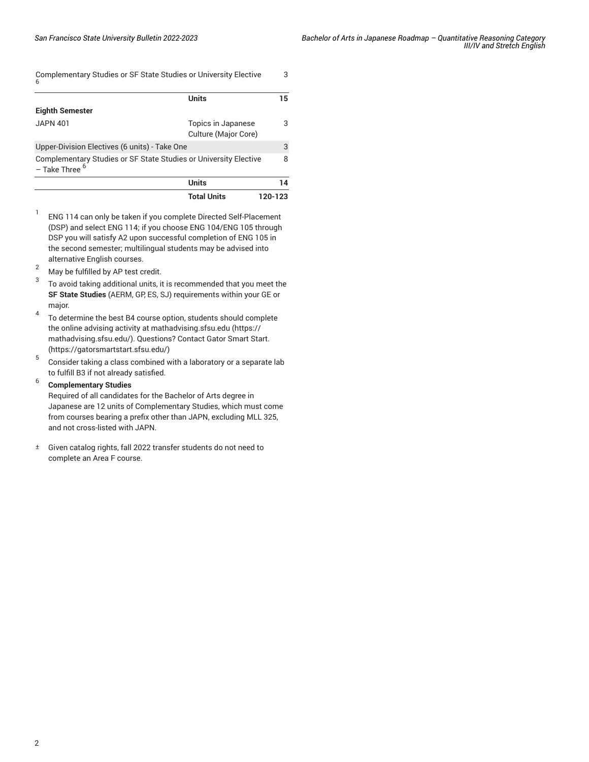| | | |
|---|---|---|
| Complementary Studies or SF State Studies or University Elective [6] | | 3 |
| | **Units** | **15** |
| **Eighth Semester** | | |
| JAPN 401 | Topics in Japanese Culture (Major Core) | 3 |
| Upper-Division Electives (6 units) - Take One | | 3 |
| Complementary Studies or SF State Studies or University Elective – Take Three [6] | | 8 |
| | **Units** | **14** |
| | **Total Units** | **120-123** |

1. ENG 114 can only be taken if you complete Directed Self-Placement (DSP) and select ENG 114; if you choose ENG 104/ENG 105 through DSP you will satisfy A2 upon successful completion of ENG 105 in the second semester; multilingual students may be advised into alternative English courses.
2. May be fulfilled by AP test credit.
3. To avoid taking additional units, it is recommended that you meet the **SF State Studies** (AERM, GP, ES, SJ) requirements within your GE or major.
4. To determine the best B4 course option, students should complete the online advising activity at mathadvising.sfsu.edu (https://mathadvising.sfsu.edu/). Questions? Contact Gator Smart Start. (https://gatorsmartstart.sfsu.edu/)
5. Consider taking a class combined with a laboratory or a separate lab to fulfill B3 if not already satisfied.
6. **Complementary Studies**
   Required of all candidates for the Bachelor of Arts degree in Japanese are 12 units of Complementary Studies, which must come from courses bearing a prefix other than JAPN, excluding MLL 325, and not cross-listed with JAPN.

± Given catalog rights, fall 2022 transfer students do not need to complete an Area F course.